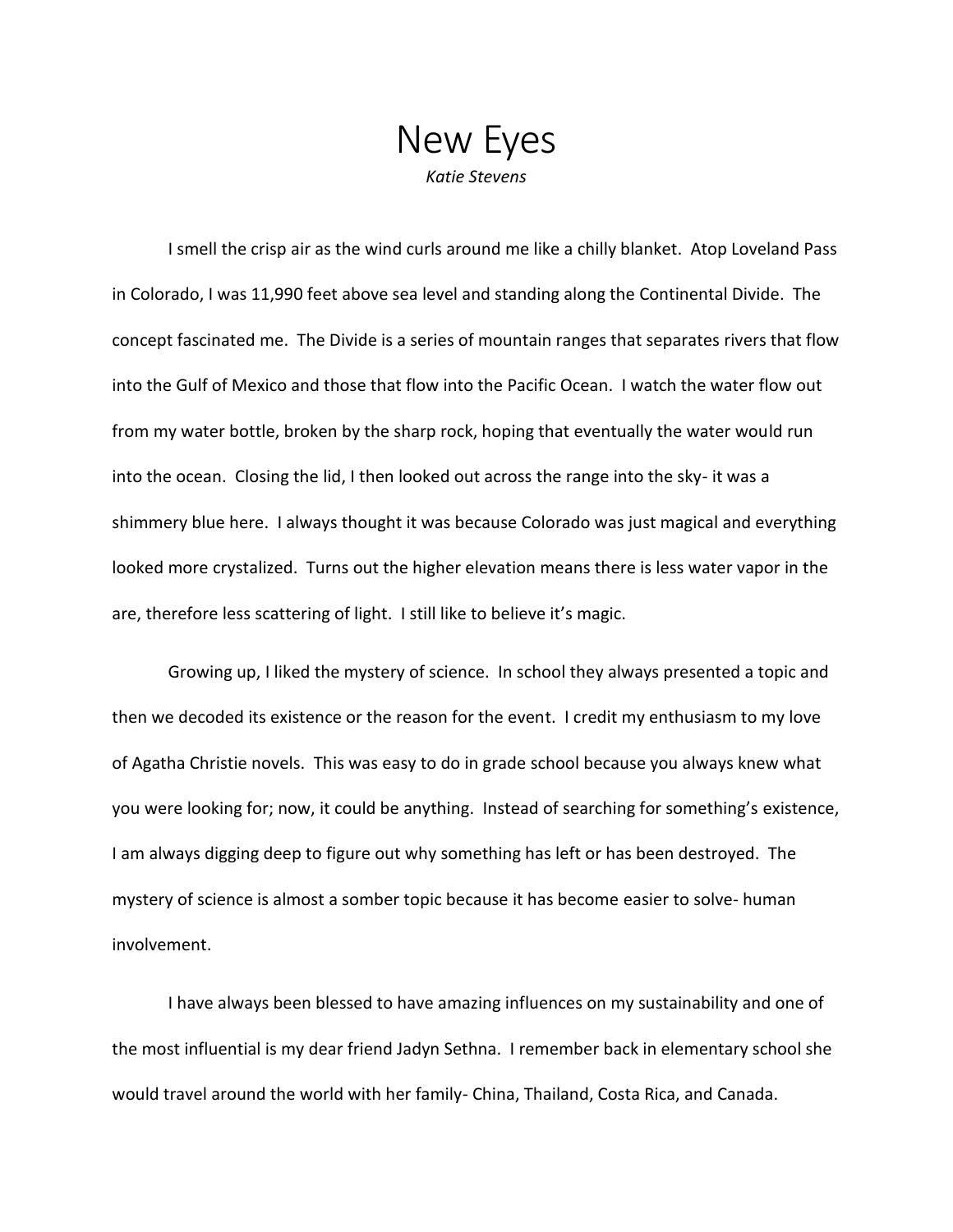# New Eyes

*Katie Stevens*

I smell the crisp air as the wind curls around me like a chilly blanket. Atop Loveland Pass in Colorado, I was 11,990 feet above sea level and standing along the Continental Divide. The concept fascinated me. The Divide is a series of mountain ranges that separates rivers that flow into the Gulf of Mexico and those that flow into the Pacific Ocean. I watch the water flow out from my water bottle, broken by the sharp rock, hoping that eventually the water would run into the ocean. Closing the lid, I then looked out across the range into the sky- it was a shimmery blue here. I always thought it was because Colorado was just magical and everything looked more crystalized. Turns out the higher elevation means there is less water vapor in the are, therefore less scattering of light. I still like to believe it's magic.

Growing up, I liked the mystery of science. In school they always presented a topic and then we decoded its existence or the reason for the event. I credit my enthusiasm to my love of Agatha Christie novels. This was easy to do in grade school because you always knew what you were looking for; now, it could be anything. Instead of searching for something's existence, I am always digging deep to figure out why something has left or has been destroyed. The mystery of science is almost a somber topic because it has become easier to solve- human involvement.

I have always been blessed to have amazing influences on my sustainability and one of the most influential is my dear friend Jadyn Sethna. I remember back in elementary school she would travel around the world with her family- China, Thailand, Costa Rica, and Canada.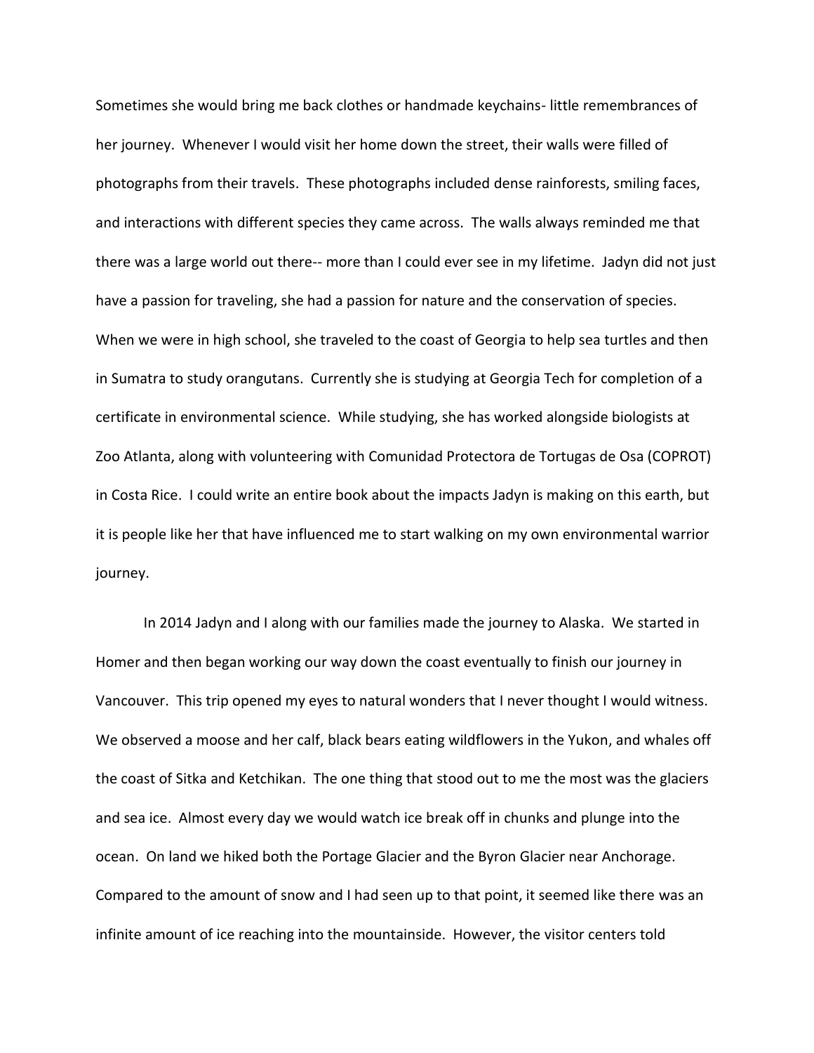Sometimes she would bring me back clothes or handmade keychains- little remembrances of her journey. Whenever I would visit her home down the street, their walls were filled of photographs from their travels. These photographs included dense rainforests, smiling faces, and interactions with different species they came across. The walls always reminded me that there was a large world out there-- more than I could ever see in my lifetime. Jadyn did not just have a passion for traveling, she had a passion for nature and the conservation of species. When we were in high school, she traveled to the coast of Georgia to help sea turtles and then in Sumatra to study orangutans. Currently she is studying at Georgia Tech for completion of a certificate in environmental science. While studying, she has worked alongside biologists at Zoo Atlanta, along with volunteering with Comunidad Protectora de Tortugas de Osa (COPROT) in Costa Rice. I could write an entire book about the impacts Jadyn is making on this earth, but it is people like her that have influenced me to start walking on my own environmental warrior journey.

In 2014 Jadyn and I along with our families made the journey to Alaska. We started in Homer and then began working our way down the coast eventually to finish our journey in Vancouver. This trip opened my eyes to natural wonders that I never thought I would witness. We observed a moose and her calf, black bears eating wildflowers in the Yukon, and whales off the coast of Sitka and Ketchikan. The one thing that stood out to me the most was the glaciers and sea ice. Almost every day we would watch ice break off in chunks and plunge into the ocean. On land we hiked both the Portage Glacier and the Byron Glacier near Anchorage. Compared to the amount of snow and I had seen up to that point, it seemed like there was an infinite amount of ice reaching into the mountainside. However, the visitor centers told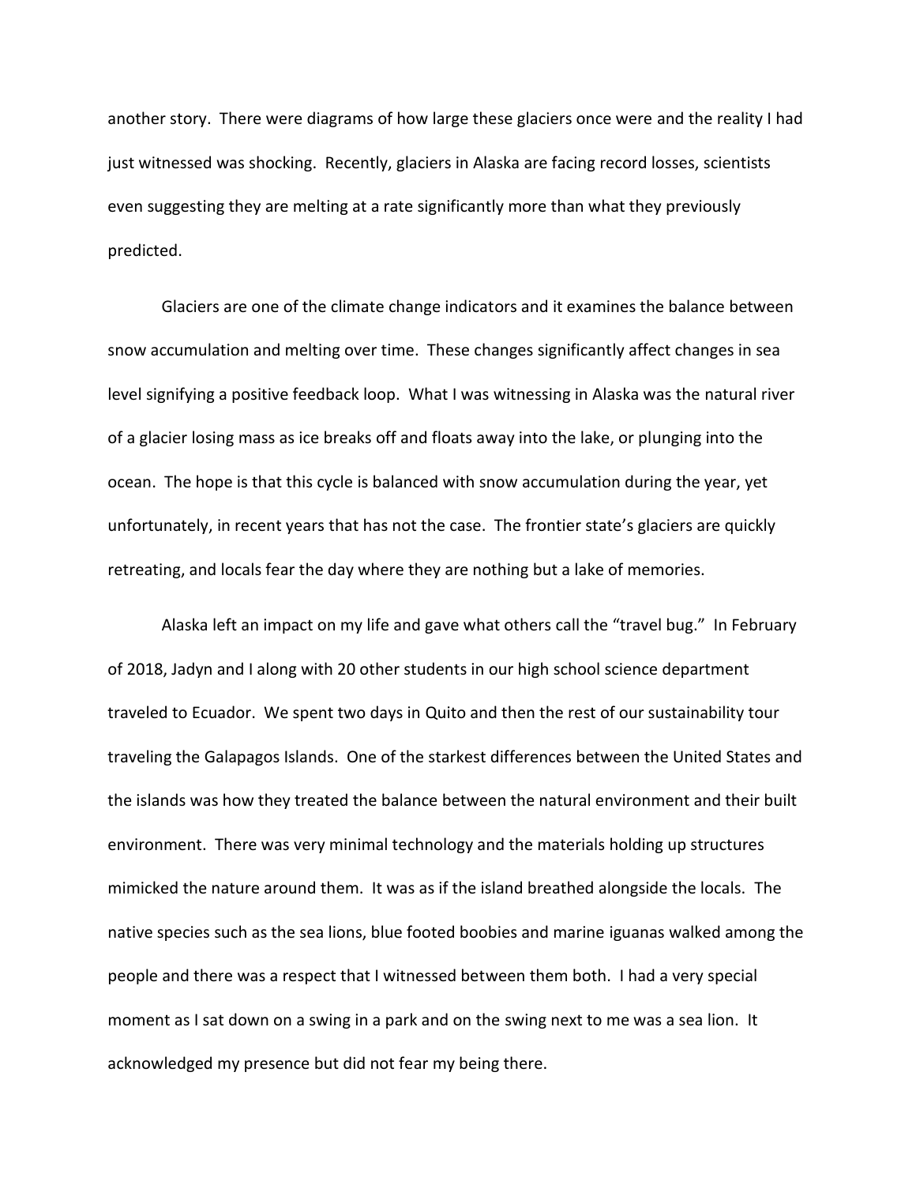another story. There were diagrams of how large these glaciers once were and the reality I had just witnessed was shocking. Recently, glaciers in Alaska are facing record losses, scientists even suggesting they are melting at a rate significantly more than what they previously predicted.

Glaciers are one of the climate change indicators and it examines the balance between snow accumulation and melting over time. These changes significantly affect changes in sea level signifying a positive feedback loop. What I was witnessing in Alaska was the natural river of a glacier losing mass as ice breaks off and floats away into the lake, or plunging into the ocean. The hope is that this cycle is balanced with snow accumulation during the year, yet unfortunately, in recent years that has not the case. The frontier state's glaciers are quickly retreating, and locals fear the day where they are nothing but a lake of memories.

Alaska left an impact on my life and gave what others call the "travel bug." In February of 2018, Jadyn and I along with 20 other students in our high school science department traveled to Ecuador. We spent two days in Quito and then the rest of our sustainability tour traveling the Galapagos Islands. One of the starkest differences between the United States and the islands was how they treated the balance between the natural environment and their built environment. There was very minimal technology and the materials holding up structures mimicked the nature around them. It was as if the island breathed alongside the locals. The native species such as the sea lions, blue footed boobies and marine iguanas walked among the people and there was a respect that I witnessed between them both. I had a very special moment as I sat down on a swing in a park and on the swing next to me was a sea lion. It acknowledged my presence but did not fear my being there.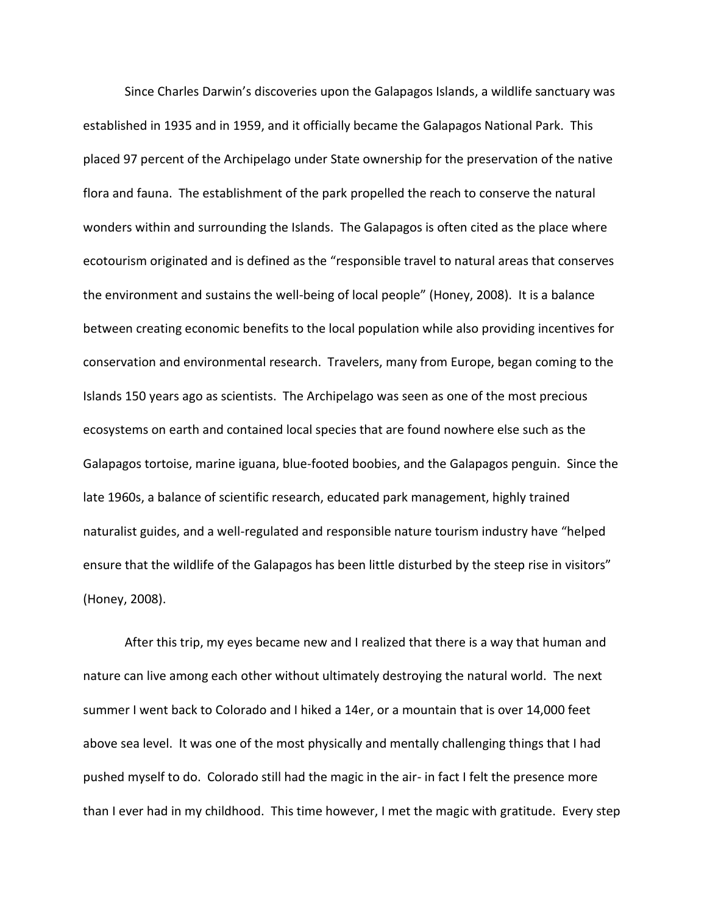Since Charles Darwin's discoveries upon the Galapagos Islands, a wildlife sanctuary was established in 1935 and in 1959, and it officially became the Galapagos National Park. This placed 97 percent of the Archipelago under State ownership for the preservation of the native flora and fauna. The establishment of the park propelled the reach to conserve the natural wonders within and surrounding the Islands. The Galapagos is often cited as the place where ecotourism originated and is defined as the "responsible travel to natural areas that conserves the environment and sustains the well-being of local people" (Honey, 2008). It is a balance between creating economic benefits to the local population while also providing incentives for conservation and environmental research. Travelers, many from Europe, began coming to the Islands 150 years ago as scientists. The Archipelago was seen as one of the most precious ecosystems on earth and contained local species that are found nowhere else such as the Galapagos tortoise, marine iguana, blue-footed boobies, and the Galapagos penguin. Since the late 1960s, a balance of scientific research, educated park management, highly trained naturalist guides, and a well-regulated and responsible nature tourism industry have "helped ensure that the wildlife of the Galapagos has been little disturbed by the steep rise in visitors" (Honey, 2008).

After this trip, my eyes became new and I realized that there is a way that human and nature can live among each other without ultimately destroying the natural world. The next summer I went back to Colorado and I hiked a 14er, or a mountain that is over 14,000 feet above sea level. It was one of the most physically and mentally challenging things that I had pushed myself to do. Colorado still had the magic in the air- in fact I felt the presence more than I ever had in my childhood. This time however, I met the magic with gratitude. Every step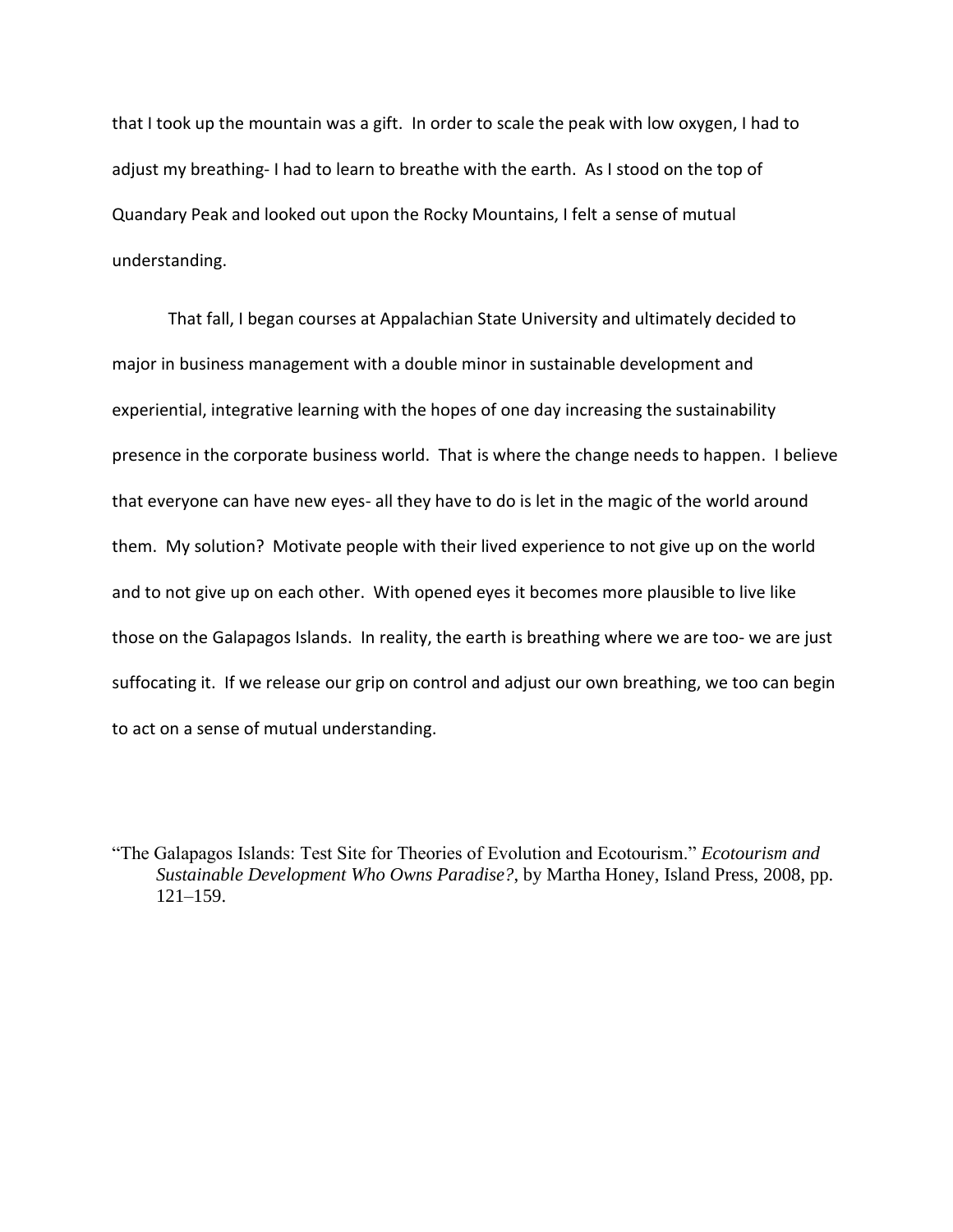that I took up the mountain was a gift. In order to scale the peak with low oxygen, I had to adjust my breathing- I had to learn to breathe with the earth. As I stood on the top of Quandary Peak and looked out upon the Rocky Mountains, I felt a sense of mutual understanding.

That fall, I began courses at Appalachian State University and ultimately decided to major in business management with a double minor in sustainable development and experiential, integrative learning with the hopes of one day increasing the sustainability presence in the corporate business world. That is where the change needs to happen. I believe that everyone can have new eyes- all they have to do is let in the magic of the world around them. My solution? Motivate people with their lived experience to not give up on the world and to not give up on each other. With opened eyes it becomes more plausible to live like those on the Galapagos Islands. In reality, the earth is breathing where we are too- we are just suffocating it. If we release our grip on control and adjust our own breathing, we too can begin to act on a sense of mutual understanding.

"The Galapagos Islands: Test Site for Theories of Evolution and Ecotourism." *Ecotourism and Sustainable Development Who Owns Paradise?*, by Martha Honey, Island Press, 2008, pp. 121–159.